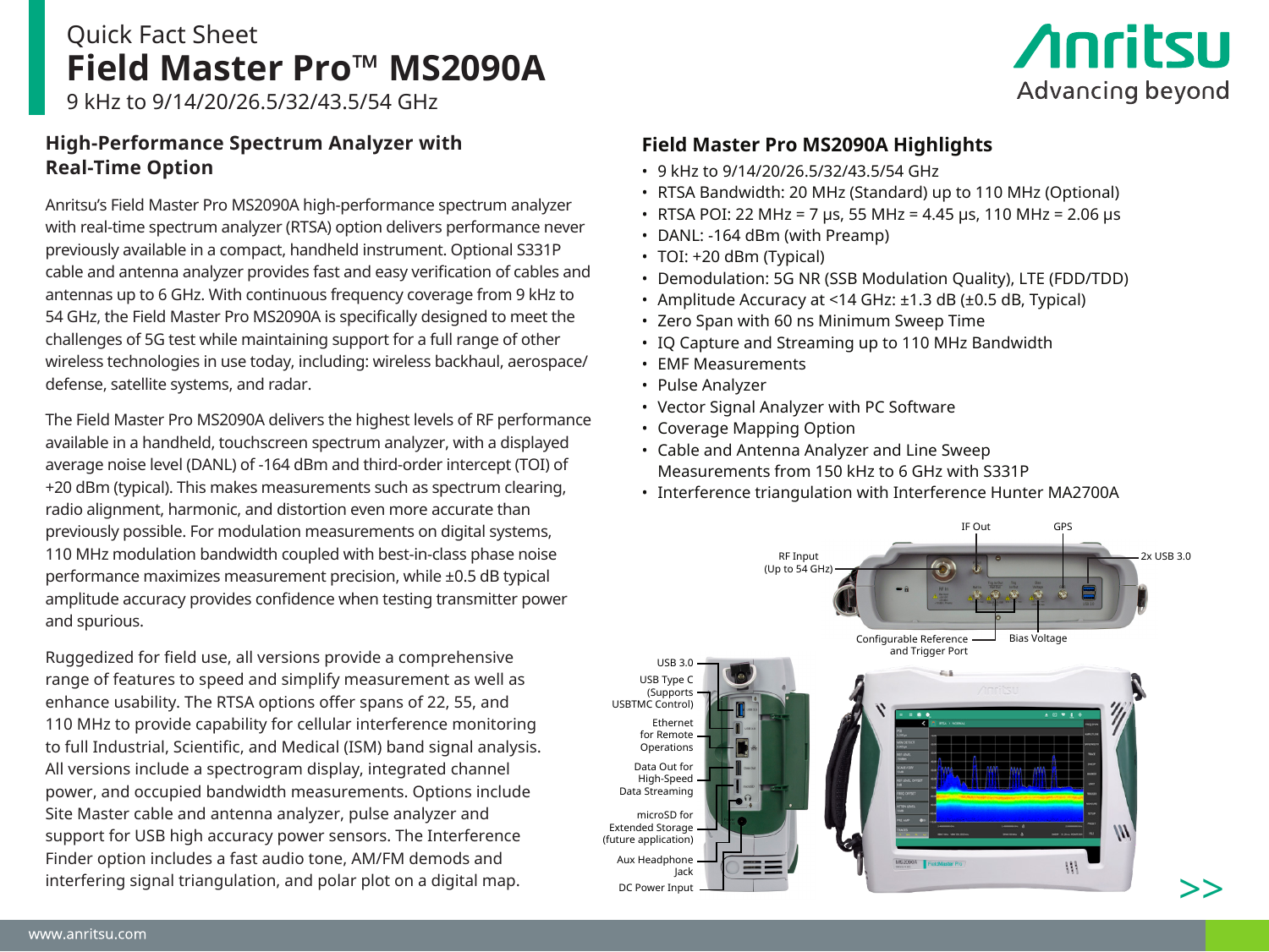Quick Fact Sheet

# Field Master Pro™ MS2090A

9 kHz to 9/14/20/26.5/32/43.5/54 GHz

## High-Performance Spectrum Analyzer with Real-Time Option

Anritsu's Field Master Pro MS2090A high-performance spectrum analyzer with real-time spectrum analyzer (RTSA) option delivers performance never previously available in a compact, handheld instrument. Optional S331P cable and antenna analyzer provides fast and easy verification of cables and antennas up to 6 GHz. With continuous frequency coverage from 9 kHz to 54 GHz, the Field Master Pro MS2090A is specifically designed to meet the challenges of 5G test while maintaining support for a full range of other wireless technologies in use today, including: wireless backhaul, aerospace/defense, satellite systems, and radar.

The Field Master Pro MS2090A delivers the highest levels of RF performance available in a handheld, touchscreen spectrum analyzer, with a displayed average noise level (DANL) of -164 dBm and third-order intercept (TOI) of +20 dBm (typical). This makes measurements such as spectrum clearing, radio alignment, harmonic, and distortion even more accurate than previously possible. For modulation measurements on digital systems, 110 MHz modulation bandwidth coupled with best-in-class phase noise performance maximizes measurement precision, while ±0.5 dB typical amplitude accuracy provides confidence when testing transmitter power and spurious.

Ruggedized for field use, all versions provide a comprehensive range of features to speed and simplify measurement as well as enhance usability. The RTSA options offer spans of 22, 55, and 110 MHz to provide capability for cellular interference monitoring to full Industrial, Scientific, and Medical (ISM) band signal analysis. All versions include a spectrogram display, integrated channel power, and occupied bandwidth measurements. Options include Site Master cable and antenna analyzer, pulse analyzer and support for USB high accuracy power sensors. The Interference Finder option includes a fast audio tone, AM/FM demods and interfering signal triangulation, and polar plot on a digital map.

## Field Master Pro MS2090A Highlights

- 9 kHz to 9/14/20/26.5/32/43.5/54 GHz
- RTSA Bandwidth: 20 MHz (Standard) up to 110 MHz (Optional)
- RTSA POI: 22 MHz = 7 µs, 55 MHz = 4.45 µs, 110 MHz = 2.06 µs
- DANL: -164 dBm (with Preamp)
- TOI: +20 dBm (Typical)
- Demodulation: 5G NR (SSB Modulation Quality), LTE (FDD/TDD)
- Amplitude Accuracy at <14 GHz: ±1.3 dB (±0.5 dB, Typical)
- Zero Span with 60 ns Minimum Sweep Time
- IQ Capture and Streaming up to 110 MHz Bandwidth
- EMF Measurements
- Pulse Analyzer
- Vector Signal Analyzer with PC Software
- Coverage Mapping Option
- Cable and Antenna Analyzer and Line Sweep Measurements from 150 kHz to 6 GHz with S331P
- Interference triangulation with Interference Hunter MA2700A

IF Out, GPS, RF Input (Up to 54 GHz), 2x USB 3.0, Configurable Reference and Trigger Port, Bias Voltage

USB 3.0, USB Type C (Supports USBTMC Control), Ethernet for Remote Operations, Data Out for High-Speed Data Streaming, microSD for Extended Storage (future application), Aux Headphone Jack, DC Power Input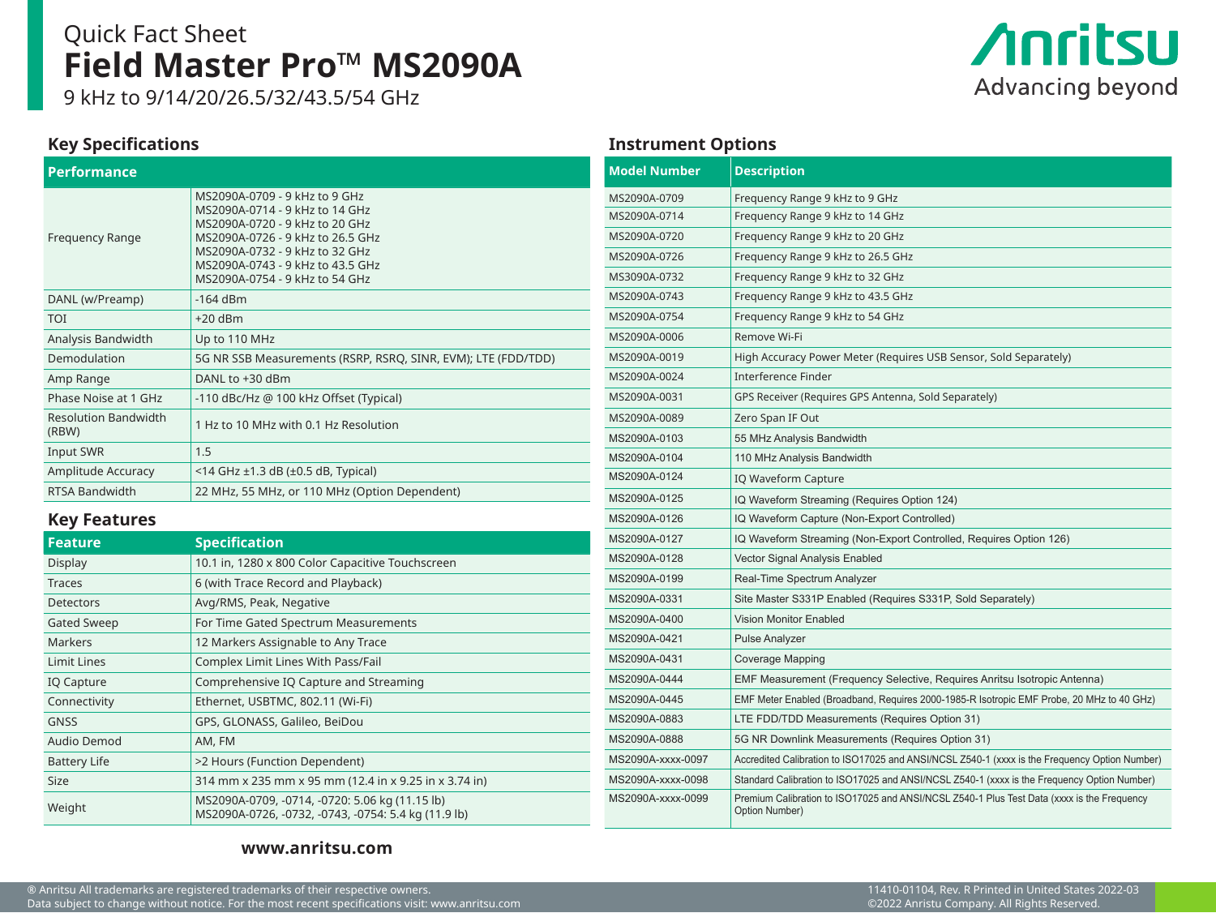Quick Fact Sheet

# Field Master Pro™ MS2090A

9 kHz to 9/14/20/26.5/32/43.5/54 GHz

Anritsu
Advancing beyond

## Key Specifications

| Performance | |
|---|---|
| Frequency Range | MS2090A-0709 - 9 kHz to 9 GHz<br>MS2090A-0714 - 9 kHz to 14 GHz<br>MS2090A-0720 - 9 kHz to 20 GHz<br>MS2090A-0726 - 9 kHz to 26.5 GHz<br>MS2090A-0732 - 9 kHz to 32 GHz<br>MS2090A-0743 - 9 kHz to 43.5 GHz<br>MS2090A-0754 - 9 kHz to 54 GHz |
| DANL (w/Preamp) | -164 dBm |
| TOI | +20 dBm |
| Analysis Bandwidth | Up to 110 MHz |
| Demodulation | 5G NR SSB Measurements (RSRP, RSRQ, SINR, EVM); LTE (FDD/TDD) |
| Amp Range | DANL to +30 dBm |
| Phase Noise at 1 GHz | -110 dBc/Hz @ 100 kHz Offset (Typical) |
| Resolution Bandwidth (RBW) | 1 Hz to 10 MHz with 0.1 Hz Resolution |
| Input SWR | 1.5 |
| Amplitude Accuracy | <14 GHz ±1.3 dB (±0.5 dB, Typical) |
| RTSA Bandwidth | 22 MHz, 55 MHz, or 110 MHz (Option Dependent) |

## Key Features

| Feature | Specification |
|---|---|
| Display | 10.1 in, 1280 x 800 Color Capacitive Touchscreen |
| Traces | 6 (with Trace Record and Playback) |
| Detectors | Avg/RMS, Peak, Negative |
| Gated Sweep | For Time Gated Spectrum Measurements |
| Markers | 12 Markers Assignable to Any Trace |
| Limit Lines | Complex Limit Lines With Pass/Fail |
| IQ Capture | Comprehensive IQ Capture and Streaming |
| Connectivity | Ethernet, USBTMC, 802.11 (Wi-Fi) |
| GNSS | GPS, GLONASS, Galileo, BeiDou |
| Audio Demod | AM, FM |
| Battery Life | >2 Hours (Function Dependent) |
| Size | 314 mm x 235 mm x 95 mm (12.4 in x 9.25 in x 3.74 in) |
| Weight | MS2090A-0709, -0714, -0720: 5.06 kg (11.15 lb)<br>MS2090A-0726, -0732, -0743, -0754: 5.4 kg (11.9 lb) |

## Instrument Options

| Model Number | Description |
|---|---|
| MS2090A-0709 | Frequency Range 9 kHz to 9 GHz |
| MS2090A-0714 | Frequency Range 9 kHz to 14 GHz |
| MS2090A-0720 | Frequency Range 9 kHz to 20 GHz |
| MS2090A-0726 | Frequency Range 9 kHz to 26.5 GHz |
| MS3090A-0732 | Frequency Range 9 kHz to 32 GHz |
| MS2090A-0743 | Frequency Range 9 kHz to 43.5 GHz |
| MS2090A-0754 | Frequency Range 9 kHz to 54 GHz |
| MS2090A-0006 | Remove Wi-Fi |
| MS2090A-0019 | High Accuracy Power Meter (Requires USB Sensor, Sold Separately) |
| MS2090A-0024 | Interference Finder |
| MS2090A-0031 | GPS Receiver (Requires GPS Antenna, Sold Separately) |
| MS2090A-0089 | Zero Span IF Out |
| MS2090A-0103 | 55 MHz Analysis Bandwidth |
| MS2090A-0104 | 110 MHz Analysis Bandwidth |
| MS2090A-0124 | IQ Waveform Capture |
| MS2090A-0125 | IQ Waveform Streaming (Requires Option 124) |
| MS2090A-0126 | IQ Waveform Capture (Non-Export Controlled) |
| MS2090A-0127 | IQ Waveform Streaming (Non-Export Controlled, Requires Option 126) |
| MS2090A-0128 | Vector Signal Analysis Enabled |
| MS2090A-0199 | Real-Time Spectrum Analyzer |
| MS2090A-0331 | Site Master S331P Enabled (Requires S331P, Sold Separately) |
| MS2090A-0400 | Vision Monitor Enabled |
| MS2090A-0421 | Pulse Analyzer |
| MS2090A-0431 | Coverage Mapping |
| MS2090A-0444 | EMF Measurement (Frequency Selective, Requires Anritsu Isotropic Antenna) |
| MS2090A-0445 | EMF Meter Enabled (Broadband, Requires 2000-1985-R Isotropic EMF Probe, 20 MHz to 40 GHz) |
| MS2090A-0883 | LTE FDD/TDD Measurements (Requires Option 31) |
| MS2090A-0888 | 5G NR Downlink Measurements (Requires Option 31) |
| MS2090A-xxxx-0097 | Accredited Calibration to ISO17025 and ANSI/NCSL Z540-1 (xxxx is the Frequency Option Number) |
| MS2090A-xxxx-0098 | Standard Calibration to ISO17025 and ANSI/NCSL Z540-1 (xxxx is the Frequency Option Number) |
| MS2090A-xxxx-0099 | Premium Calibration to ISO17025 and ANSI/NCSL Z540-1 Plus Test Data (xxxx is the Frequency Option Number) |

**www.anritsu.com**

® Anritsu All trademarks are registered trademarks of their respective owners.
Data subject to change without notice. For the most recent specifications visit: www.anritsu.com

11410-01104, Rev. R Printed in United States 2022-03
©2022 Anristu Company. All Rights Reserved.